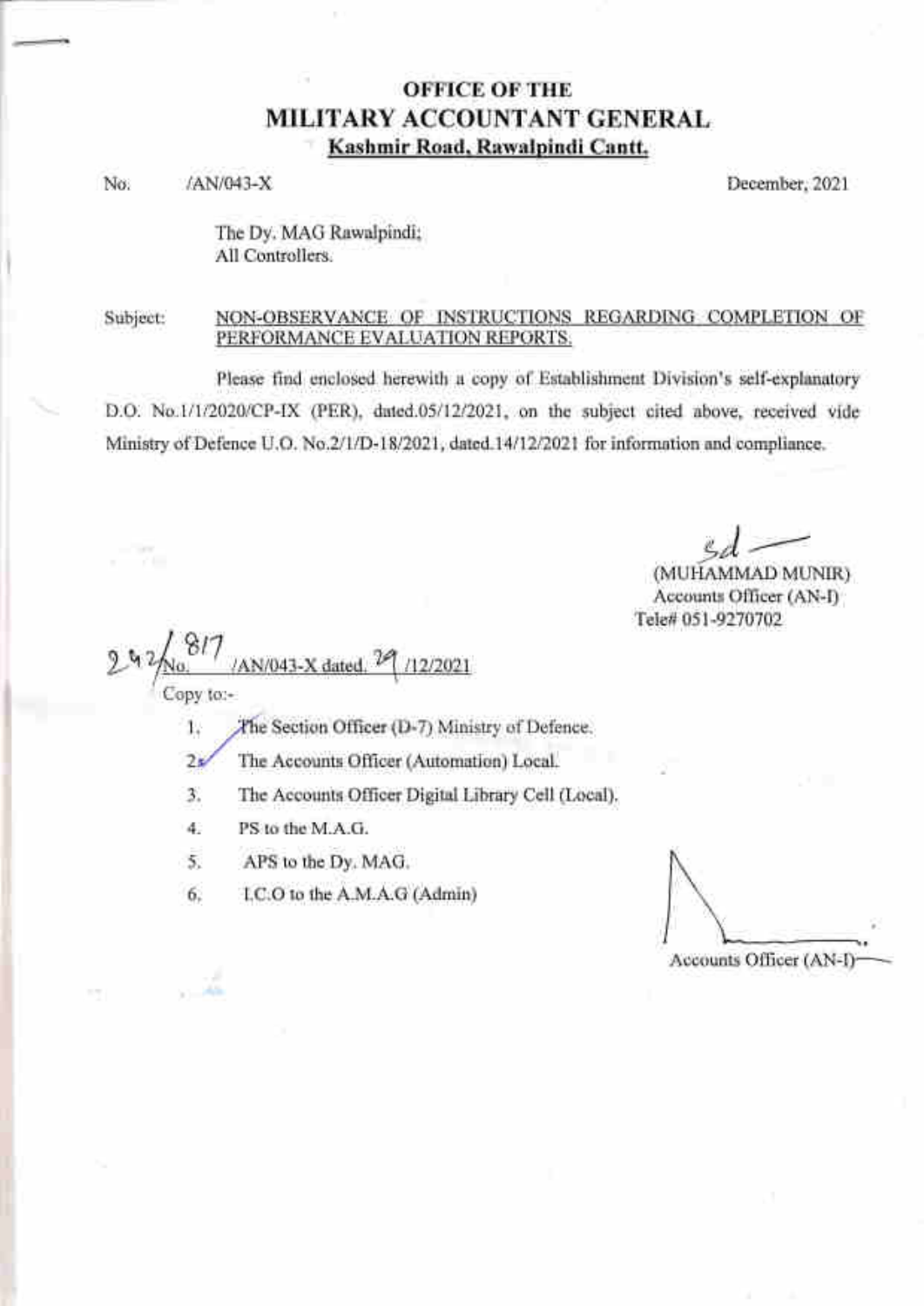# OFFICE OF THE
# MILITARY ACCOUNTANT GENERAL
**Kashmir Road, Rawalpindi Cantt.**

No. /AN/043-X December, 2021

The Dy. MAG Rawalpindi;
All Controllers.

Subject: NON-OBSERVANCE OF INSTRUCTIONS REGARDING COMPLETION OF PERFORMANCE EVALUATION REPORTS.

Please find enclosed herewith a copy of Establishment Division's self-explanatory D.O. No.1/1/2020/CP-IX (PER), dated.05/12/2021, on the subject cited above, received vide Ministry of Defence U.O. No.2/1/D-18/2021, dated.14/12/2021 for information and compliance.

sd

(MUHAMMAD MUNIR)
Accounts Officer (AN-I)
Tele# 051-9270702

242/817 No. /AN/043-X dated. 29 /12/2021

Copy to:-

1. The Section Officer (D-7) Ministry of Defence.
2. The Accounts Officer (Automation) Local.
3. The Accounts Officer Digital Library Cell (Local).
4. PS to the M.A.G.
5. APS to the Dy. MAG.
6. I.C.O to the A.M.A.G (Admin)

Accounts Officer (AN-I)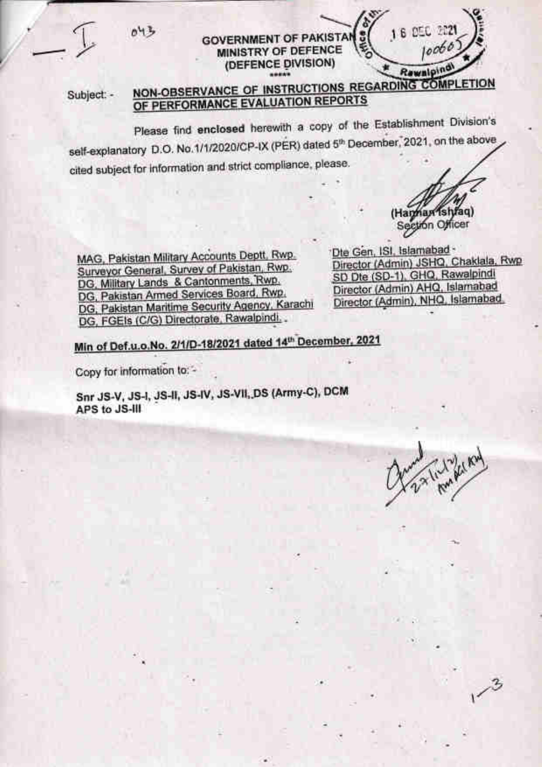**GOVERNMENT OF PAKISTAN**
**MINISTRY OF DEFENCE**
**(DEFENCE DIVISION)**

\*\*\*\*\*

Subject: - **NON-OBSERVANCE OF INSTRUCTIONS REGARDING COMPLETION OF PERFORMANCE EVALUATION REPORTS**

Please find **enclosed** herewith a copy of the Establishment Division's self-explanatory D.O. No.1/1/2020/CP-IX (PER) dated 5th December, 2021, on the above cited subject for information and strict compliance, please.

(Hannan Ishfaq)
Section Officer

MAG, Pakistan Military Accounts Deptt. Rwp.
Surveyor General, Survey of Pakistan, Rwp.
DG, Military Lands & Cantonments, Rwp.
DG, Pakistan Armed Services Board, Rwp.
DG, Pakistan Maritime Security Agency, Karachi
DG, FGEIs (C/G) Directorate, Rawalpindi.

Dte Gen, ISI, Islamabad
Director (Admin) JSHQ, Chaklala, Rwp
SD Dte (SD-1), GHQ, Rawalpindi
Director (Admin) AHQ, Islamabad
Director (Admin), NHQ, Islamabad.

**Min of Def.u.o.No. 2/1/D-18/2021 dated 14th December, 2021**

Copy for information to: -

**Snr JS-V, JS-I, JS-II, JS-IV, JS-VII, DS (Army-C), DCM**
**APS to JS-III**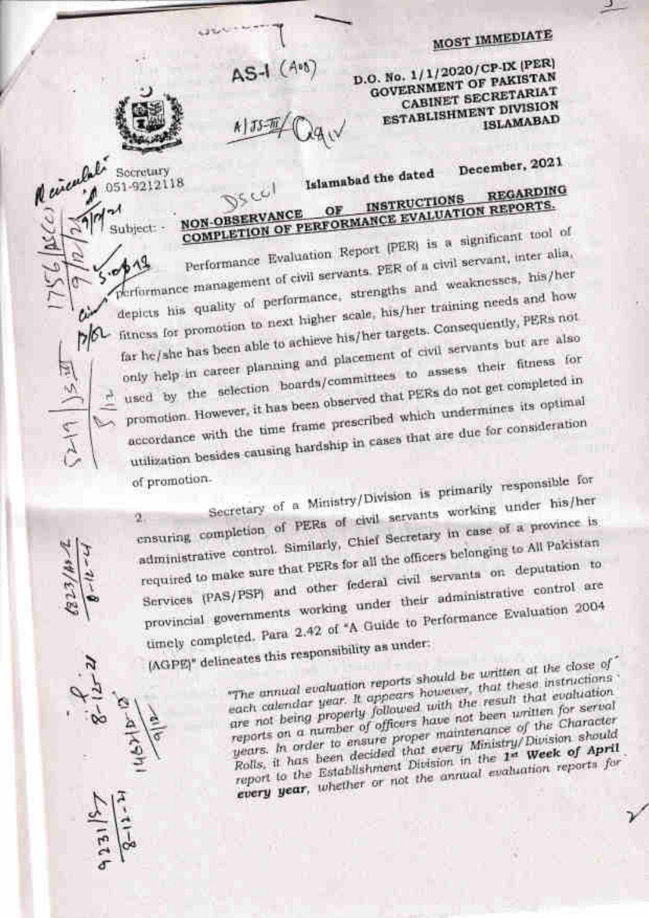**MOST IMMEDIATE**

D.O. No. 1/1/2020/CP-IX (PER)
GOVERNMENT OF PAKISTAN
CABINET SECRETARIAT
ESTABLISHMENT DIVISION
ISLAMABAD

Secretary
051-9212118

Islamabad the dated December, 2021

Subject: - **NON-OBSERVANCE OF INSTRUCTIONS REGARDING COMPLETION OF PERFORMANCE EVALUATION REPORTS.**

Performance Evaluation Report (PER) is a significant tool of performance management of civil servants. PER of a civil servant, inter alia, depicts his quality of performance, strengths and weaknesses, his/her fitness for promotion to next higher scale, his/her training needs and how far he/she has been able to achieve his/her targets. Consequently, PERs not only help in career planning and placement of civil servants but are also used by the selection boards/committees to assess their fitness for promotion. However, it has been observed that PERs do not get completed in accordance with the time frame prescribed which undermines its optimal utilization besides causing hardship in cases that are due for consideration of promotion.

2. Secretary of a Ministry/Division is primarily responsible for ensuring completion of PERs of civil servants working under his/her administrative control. Similarly, Chief Secretary in case of a province is required to make sure that PERs for all the officers belonging to All Pakistan Services (PAS/PSP) and other federal civil servants on deputation to provincial governments working under their administrative control are timely completed. Para 2.42 of "A Guide to Performance Evaluation 2004 (AGPE)" delineates this responsibility as under:

> *"The annual evaluation reports should be written at the close of each calendar year. It appears however, that these instructions are not being properly followed with the result that evaluation reports on a number of officers have not been written for serval years. In order to ensure proper maintenance of the Character Rolls, it has been decided that every Ministry/Division should report to the Establishment Division in the* ***1st Week of April every year****, whether or not the annual evaluation reports for*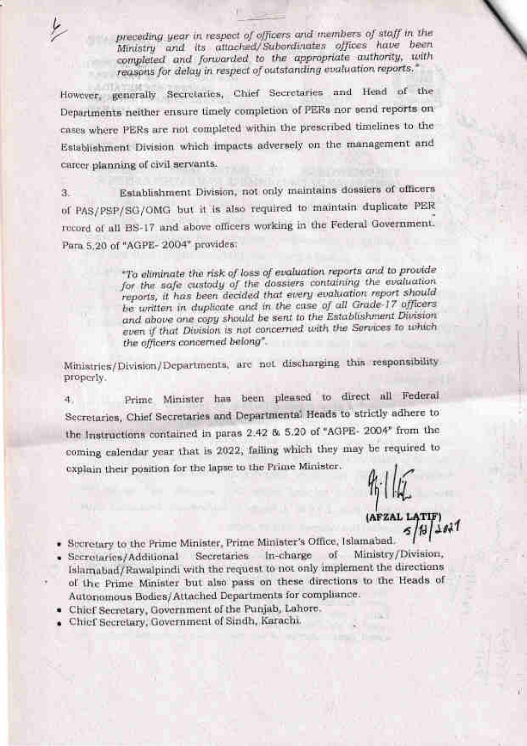> *preceding year in respect of officers and members of staff in the Ministry and its attached/Subordinates offices have been completed and forwarded to the appropriate authority, with reasons for delay in respect of outstanding evaluation reports."*

However, generally Secretaries, Chief Secretaries and Head of the Departments neither ensure timely completion of PERs nor send reports on cases where PERs are not completed within the prescribed timelines to the Establishment Division which impacts adversely on the management and career planning of civil servants.

3. Establishment Division, not only maintains dossiers of officers of PAS/PSP/SG/OMG but it is also required to maintain duplicate PER record of all BS-17 and above officers working in the Federal Government. Para 5.20 of "AGPE- 2004" provides:

> *"To eliminate the risk of loss of evaluation reports and to provide for the safe custody of the dossiers containing the evaluation reports, it has been decided that every evaluation report should be written in duplicate and in the case of all Grade-17 officers and above one copy should be sent to the Establishment Division even if that Division is not concerned with the Services to which the officers concerned belong".*

Ministries/Division/Departments, are not discharging this responsibility properly.

4. Prime Minister has been pleased to direct all Federal Secretaries, Chief Secretaries and Departmental Heads to strictly adhere to the Instructions contained in paras 2.42 & 5.20 of "AGPE- 2004" from the coming calendar year that is 2022, failing which they may be required to explain their position for the lapse to the Prime Minister.

**(AFZAL LATIF)**
5/11/2021

- Secretary to the Prime Minister, Prime Minister's Office, Islamabad.
- Secretaries/Additional Secretaries In-charge of Ministry/Division, Islamabad/Rawalpindi with the request to not only implement the directions of the Prime Minister but also pass on these directions to the Heads of Autonomous Bodies/Attached Departments for compliance.
- Chief Secretary, Government of the Punjab, Lahore.
- Chief Secretary, Government of Sindh, Karachi.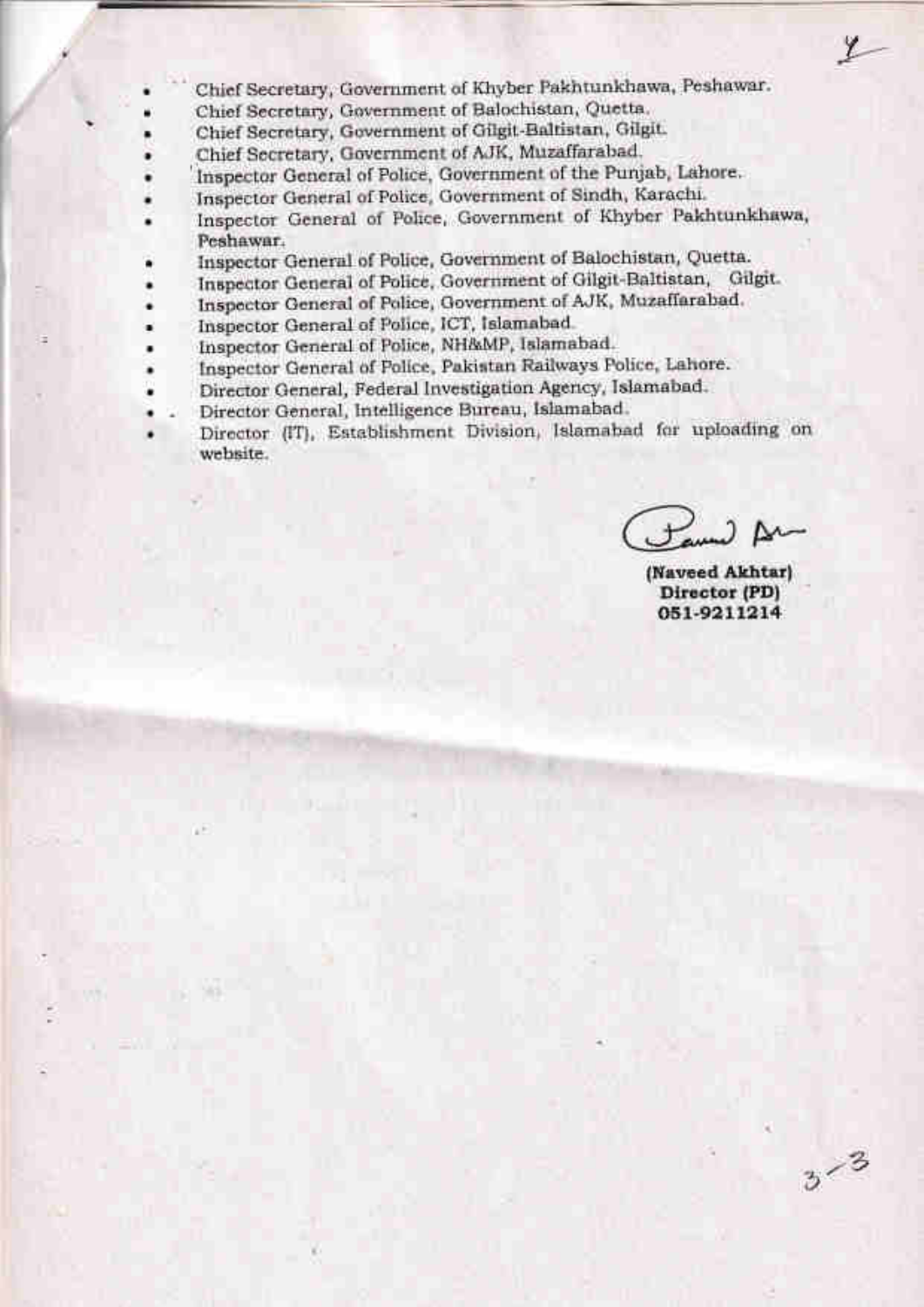- Chief Secretary, Government of Khyber Pakhtunkhawa, Peshawar.
- Chief Secretary, Government of Balochistan, Quetta.
- Chief Secretary, Government of Gilgit-Baltistan, Gilgit.
- Chief Secretary, Government of AJK, Muzaffarabad.
- Inspector General of Police, Government of the Punjab, Lahore.
- Inspector General of Police, Government of Sindh, Karachi.
- Inspector General of Police, Government of Khyber Pakhtunkhawa, Peshawar.
- Inspector General of Police, Government of Balochistan, Quetta.
- Inspector General of Police, Government of Gilgit-Baltistan, Gilgit.
- Inspector General of Police, Government of AJK, Muzaffarabad.
- Inspector General of Police, ICT, Islamabad.
- Inspector General of Police, NH&MP, Islamabad.
- Inspector General of Police, Pakistan Railways Police, Lahore.
- Director General, Federal Investigation Agency, Islamabad.
- Director General, Intelligence Bureau, Islamabad.
- Director (IT), Establishment Division, Islamabad for uploading on website.

**(Naveed Akhtar)**
**Director (PD)**
**051-9211214**